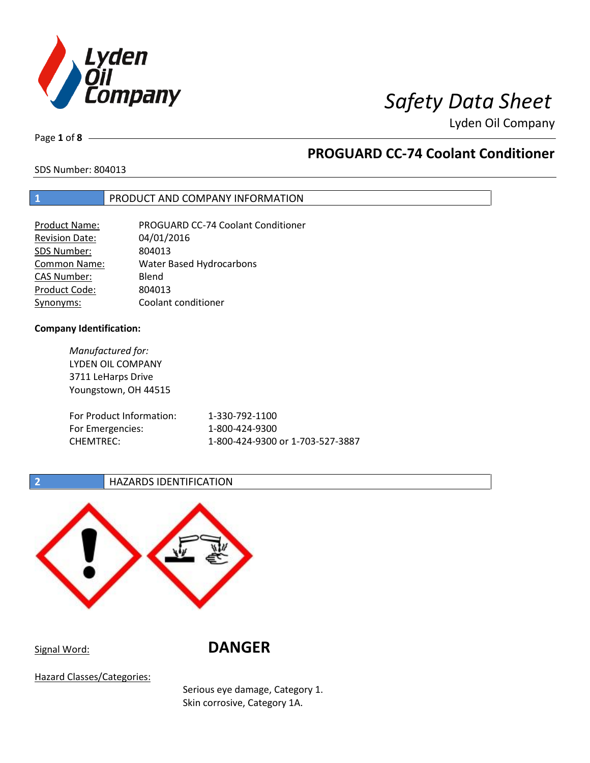# Safety Data Sheet

Lyden Oil Company

## PROGUARD CC-74 Coolant Conditioner

SDS Number: 804013

## 1 PRODUCT AND COMPANY INFORMATION

| | |
|---|---|
| Product Name: | PROGUARD CC-74 Coolant Conditioner |
| Revision Date: | 04/01/2016 |
| SDS Number: | 804013 |
| Common Name: | Water Based Hydrocarbons |
| CAS Number: | Blend |
| Product Code: | 804013 |
| Synonyms: | Coolant conditioner |

**Company Identification:**

*Manufactured for:*
LYDEN OIL COMPANY
3711 LeHarps Drive
Youngstown, OH 44515

| | |
|---|---|
| For Product Information: | 1-330-792-1100 |
| For Emergencies: | 1-800-424-9300 |
| CHEMTREC: | 1-800-424-9300 or 1-703-527-3887 |

## 2 HAZARDS IDENTIFICATION

Signal Word: **DANGER**

Hazard Classes/Categories:

Serious eye damage, Category 1.
Skin corrosive, Category 1A.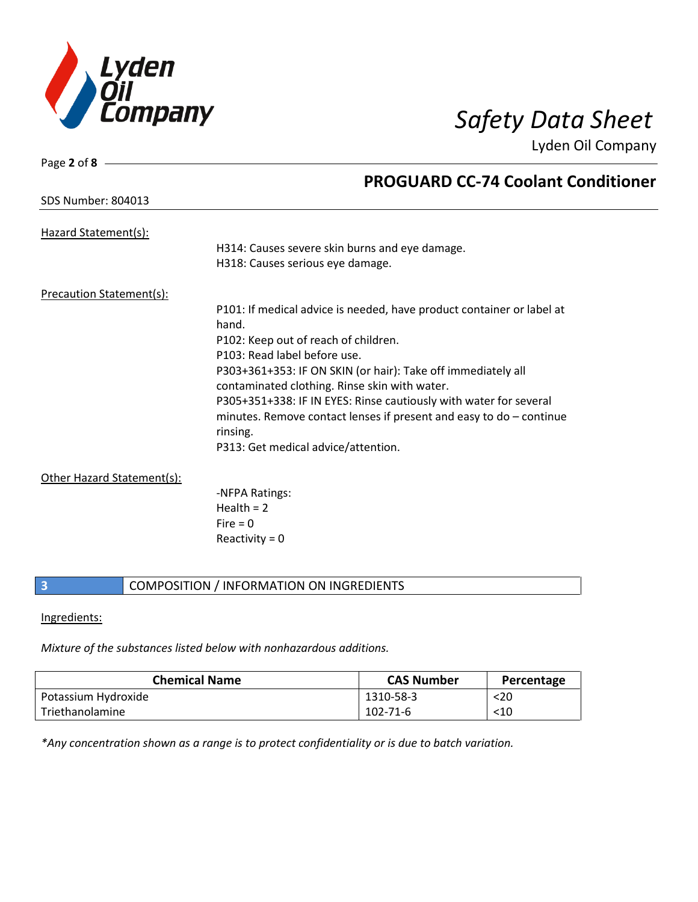Hazard Statement(s):

H314: Causes severe skin burns and eye damage.
H318: Causes serious eye damage.

Precaution Statement(s):

P101: If medical advice is needed, have product container or label at hand.
P102: Keep out of reach of children.
P103: Read label before use.
P303+361+353: IF ON SKIN (or hair): Take off immediately all contaminated clothing. Rinse skin with water.
P305+351+338: IF IN EYES: Rinse cautiously with water for several minutes. Remove contact lenses if present and easy to do – continue rinsing.
P313: Get medical advice/attention.

Other Hazard Statement(s):

-NFPA Ratings:
Health = 2
Fire = 0
Reactivity = 0

## 3 COMPOSITION / INFORMATION ON INGREDIENTS

Ingredients:

*Mixture of the substances listed below with nonhazardous additions.*

| Chemical Name | CAS Number | Percentage |
|---|---|---|
| Potassium Hydroxide | 1310-58-3 | <20 |
| Triethanolamine | 102-71-6 | <10 |

*\*Any concentration shown as a range is to protect confidentiality or is due to batch variation.*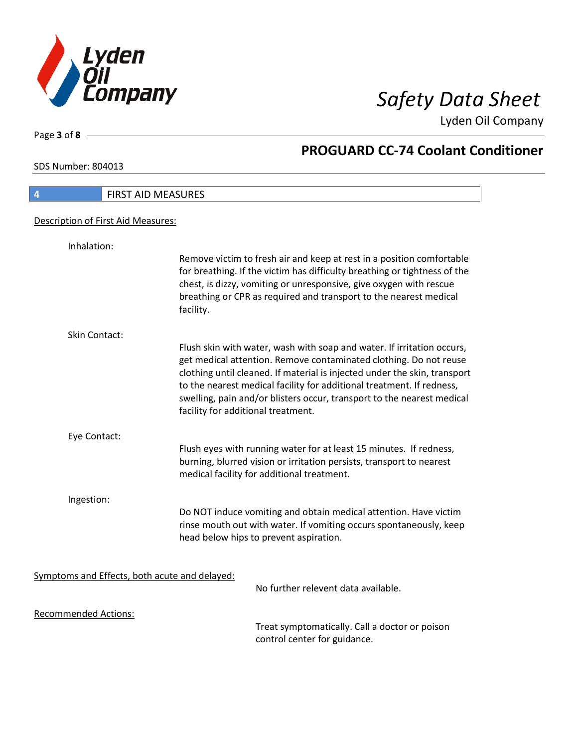## 4 FIRST AID MEASURES

### Description of First Aid Measures:

**Inhalation:**

Remove victim to fresh air and keep at rest in a position comfortable for breathing. If the victim has difficulty breathing or tightness of the chest, is dizzy, vomiting or unresponsive, give oxygen with rescue breathing or CPR as required and transport to the nearest medical facility.

**Skin Contact:**

Flush skin with water, wash with soap and water. If irritation occurs, get medical attention. Remove contaminated clothing. Do not reuse clothing until cleaned. If material is injected under the skin, transport to the nearest medical facility for additional treatment. If redness, swelling, pain and/or blisters occur, transport to the nearest medical facility for additional treatment.

**Eye Contact:**

Flush eyes with running water for at least 15 minutes. If redness, burning, blurred vision or irritation persists, transport to nearest medical facility for additional treatment.

**Ingestion:**

Do NOT induce vomiting and obtain medical attention. Have victim rinse mouth out with water. If vomiting occurs spontaneously, keep head below hips to prevent aspiration.

### Symptoms and Effects, both acute and delayed:

No further relevent data available.

### Recommended Actions:

Treat symptomatically. Call a doctor or poison control center for guidance.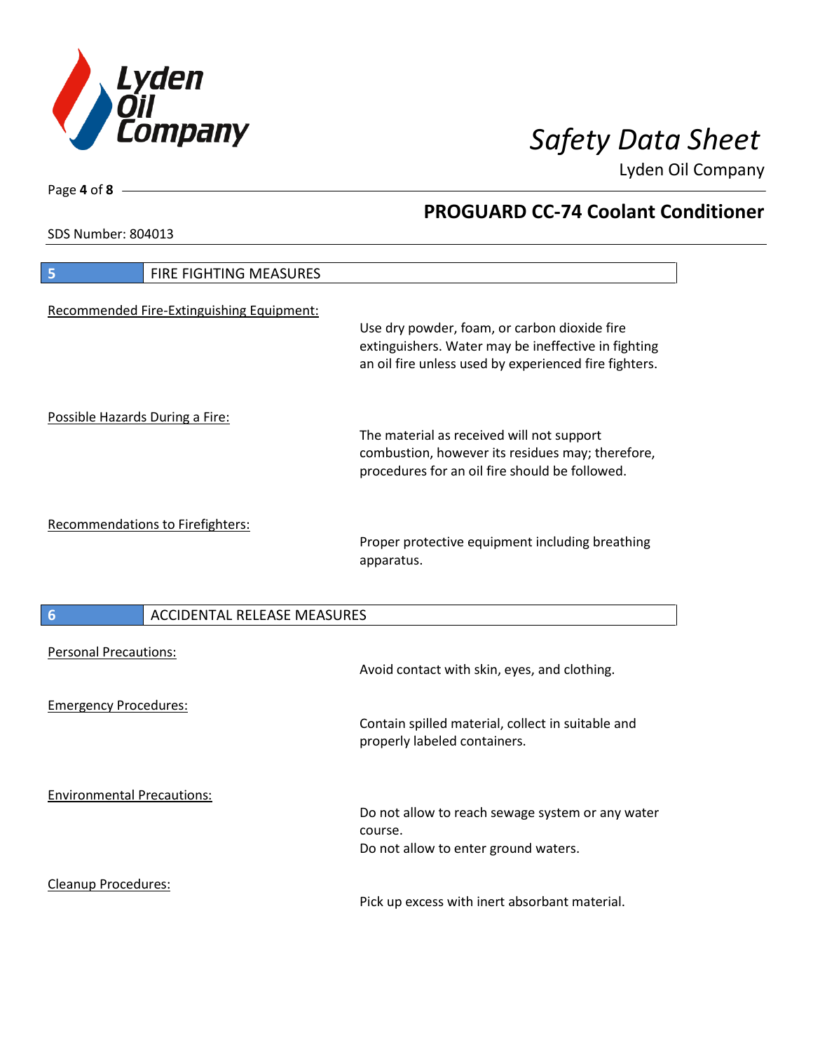## 5 FIRE FIGHTING MEASURES

Recommended Fire-Extinguishing Equipment:

Use dry powder, foam, or carbon dioxide fire extinguishers. Water may be ineffective in fighting an oil fire unless used by experienced fire fighters.

Possible Hazards During a Fire:

The material as received will not support combustion, however its residues may; therefore, procedures for an oil fire should be followed.

Recommendations to Firefighters:

Proper protective equipment including breathing apparatus.

## 6 ACCIDENTAL RELEASE MEASURES

Personal Precautions:

Avoid contact with skin, eyes, and clothing.

Emergency Procedures:

Contain spilled material, collect in suitable and properly labeled containers.

Environmental Precautions:

Do not allow to reach sewage system or any water course.
Do not allow to enter ground waters.

Cleanup Procedures:

Pick up excess with inert absorbant material.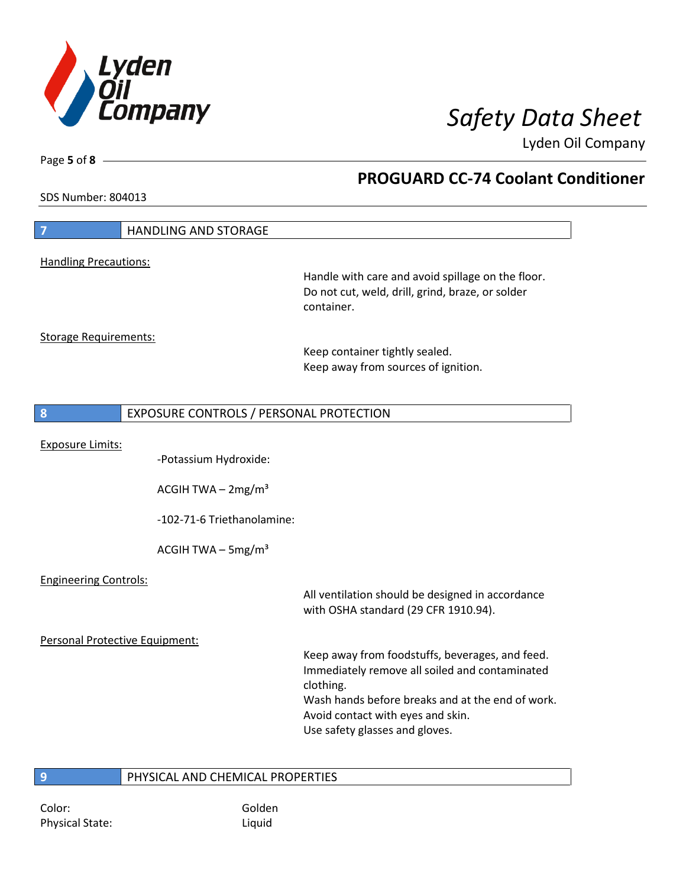## 7 HANDLING AND STORAGE

Handling Precautions:

Handle with care and avoid spillage on the floor.
Do not cut, weld, drill, grind, braze, or solder container.

Storage Requirements:

Keep container tightly sealed.
Keep away from sources of ignition.

## 8 EXPOSURE CONTROLS / PERSONAL PROTECTION

Exposure Limits:

-Potassium Hydroxide:

ACGIH TWA – 2mg/m³

-102-71-6 Triethanolamine:

ACGIH TWA – 5mg/m³

Engineering Controls:

All ventilation should be designed in accordance with OSHA standard (29 CFR 1910.94).

Personal Protective Equipment:

Keep away from foodstuffs, beverages, and feed.
Immediately remove all soiled and contaminated clothing.
Wash hands before breaks and at the end of work.
Avoid contact with eyes and skin.
Use safety glasses and gloves.

## 9 PHYSICAL AND CHEMICAL PROPERTIES

| | |
|---|---|
| Color: | Golden |
| Physical State: | Liquid |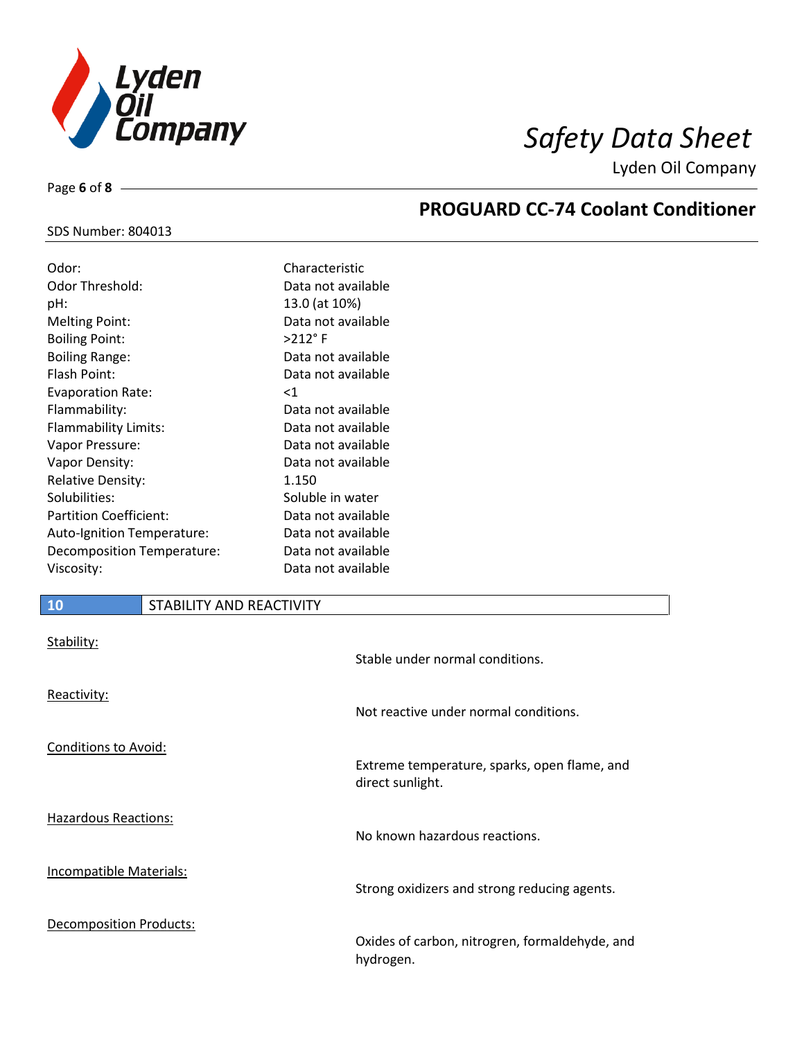| | |
|---|---|
| Odor: | Characteristic |
| Odor Threshold: | Data not available |
| pH: | 13.0 (at 10%) |
| Melting Point: | Data not available |
| Boiling Point: | >212° F |
| Boiling Range: | Data not available |
| Flash Point: | Data not available |
| Evaporation Rate: | <1 |
| Flammability: | Data not available |
| Flammability Limits: | Data not available |
| Vapor Pressure: | Data not available |
| Vapor Density: | Data not available |
| Relative Density: | 1.150 |
| Solubilities: | Soluble in water |
| Partition Coefficient: | Data not available |
| Auto-Ignition Temperature: | Data not available |
| Decomposition Temperature: | Data not available |
| Viscosity: | Data not available |

## 10 STABILITY AND REACTIVITY

Stability:

Stable under normal conditions.

Reactivity:

Not reactive under normal conditions.

Conditions to Avoid:

Extreme temperature, sparks, open flame, and direct sunlight.

Hazardous Reactions:

No known hazardous reactions.

Incompatible Materials:

Strong oxidizers and strong reducing agents.

Decomposition Products:

Oxides of carbon, nitrogren, formaldehyde, and hydrogen.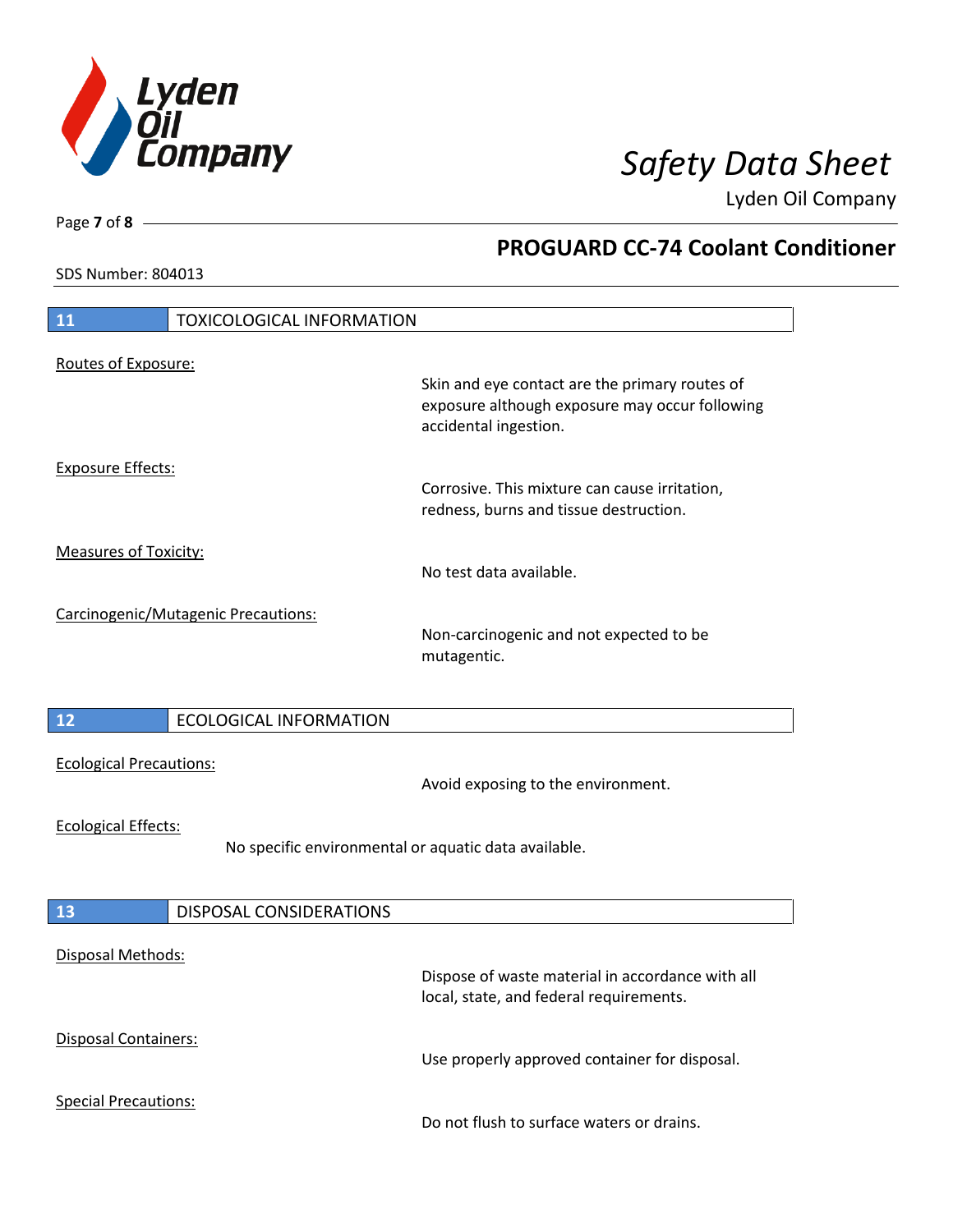## 11 TOXICOLOGICAL INFORMATION

Routes of Exposure:

Skin and eye contact are the primary routes of exposure although exposure may occur following accidental ingestion.

Exposure Effects:

Corrosive. This mixture can cause irritation, redness, burns and tissue destruction.

Measures of Toxicity:

No test data available.

Carcinogenic/Mutagenic Precautions:

Non-carcinogenic and not expected to be mutagentic.

## 12 ECOLOGICAL INFORMATION

Ecological Precautions:

Avoid exposing to the environment.

Ecological Effects:

No specific environmental or aquatic data available.

## 13 DISPOSAL CONSIDERATIONS

Disposal Methods:

Dispose of waste material in accordance with all local, state, and federal requirements.

Disposal Containers:

Use properly approved container for disposal.

Special Precautions:

Do not flush to surface waters or drains.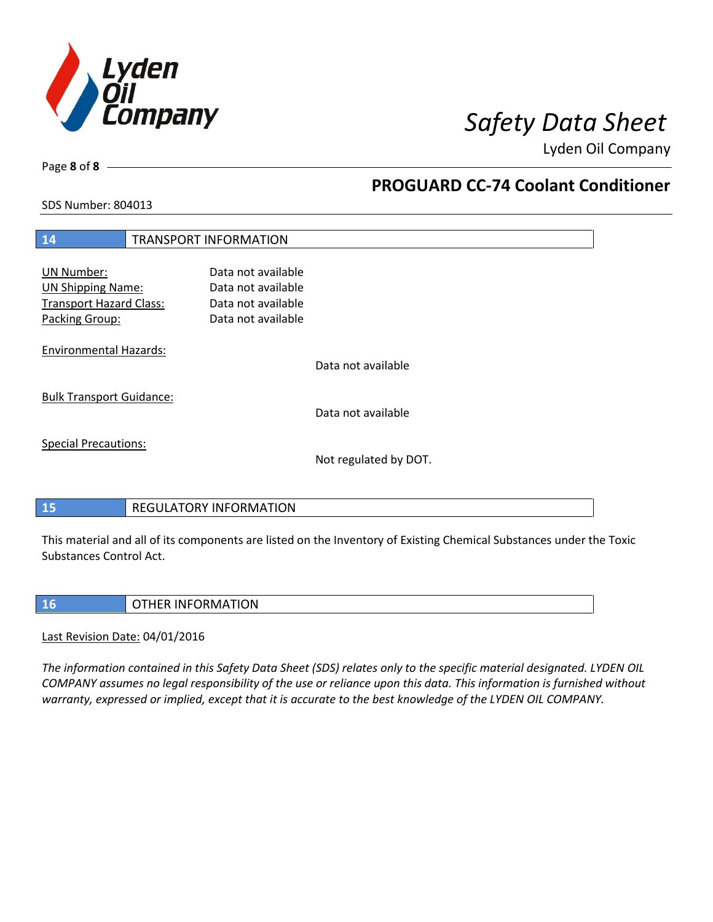## 14 TRANSPORT INFORMATION

| | |
|---|---|
| UN Number: | Data not available |
| UN Shipping Name: | Data not available |
| Transport Hazard Class: | Data not available |
| Packing Group: | Data not available |

Environmental Hazards:

Data not available

Bulk Transport Guidance:

Data not available

Special Precautions:

Not regulated by DOT.

## 15 REGULATORY INFORMATION

This material and all of its components are listed on the Inventory of Existing Chemical Substances under the Toxic Substances Control Act.

## 16 OTHER INFORMATION

Last Revision Date: 04/01/2016

*The information contained in this Safety Data Sheet (SDS) relates only to the specific material designated. LYDEN OIL COMPANY assumes no legal responsibility of the use or reliance upon this data. This information is furnished without warranty, expressed or implied, except that it is accurate to the best knowledge of the LYDEN OIL COMPANY.*